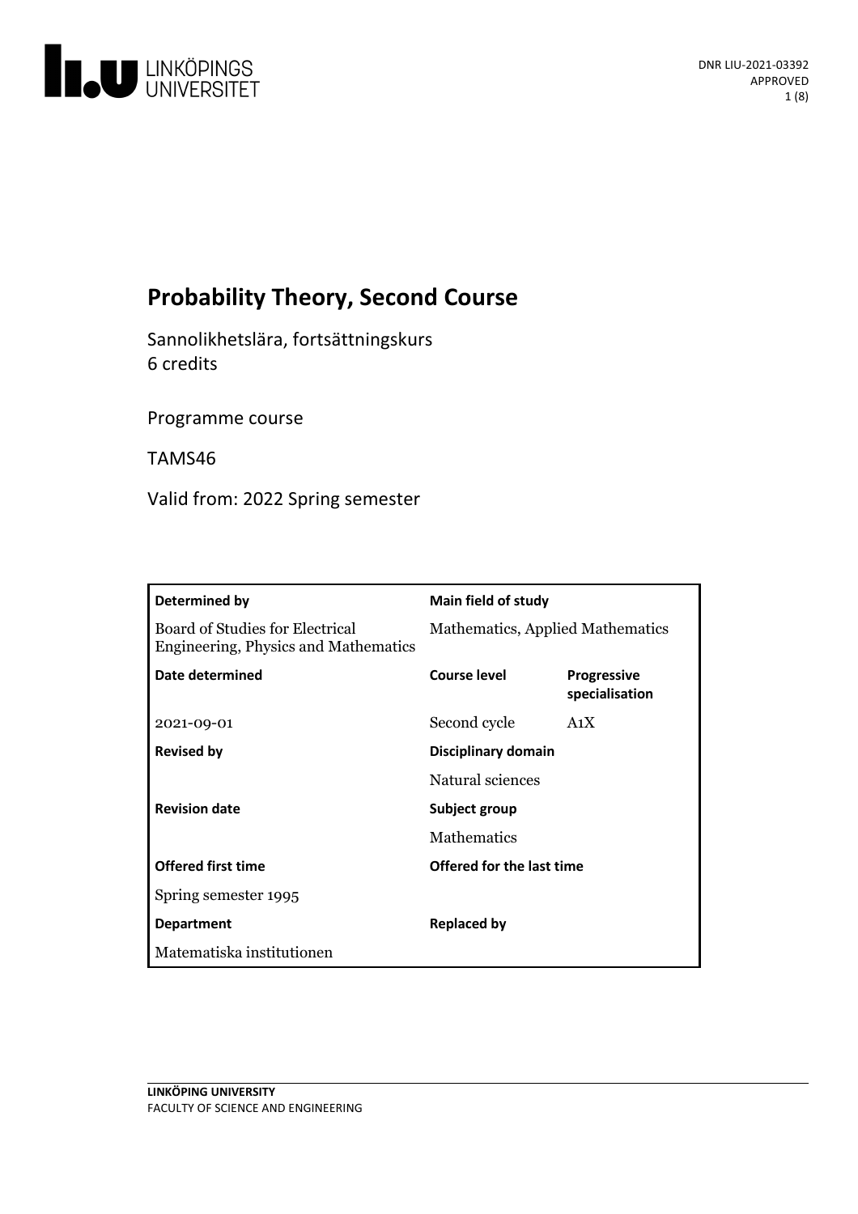DNR LIU-2021-03392
APPROVED

# Probability Theory, Second Course

Sannolikhetslära, fortsättningskurs
6 credits

Programme course

TAMS46

Valid from: 2022 Spring semester

| **Determined by** | **Main field of study** | |
|---|---|---|
| Board of Studies for Electrical Engineering, Physics and Mathematics | Mathematics, Applied Mathematics | |
| **Date determined** | **Course level** | **Progressive specialisation** |
| 2021-09-01 | Second cycle | A1X |
| **Revised by** | **Disciplinary domain** | |
| | Natural sciences | |
| **Revision date** | **Subject group** | |
| | Mathematics | |
| **Offered first time** | **Offered for the last time** | |
| Spring semester 1995 | | |
| **Department** | **Replaced by** | |
| Matematiska institutionen | | |

LINKÖPING UNIVERSITY
FACULTY OF SCIENCE AND ENGINEERING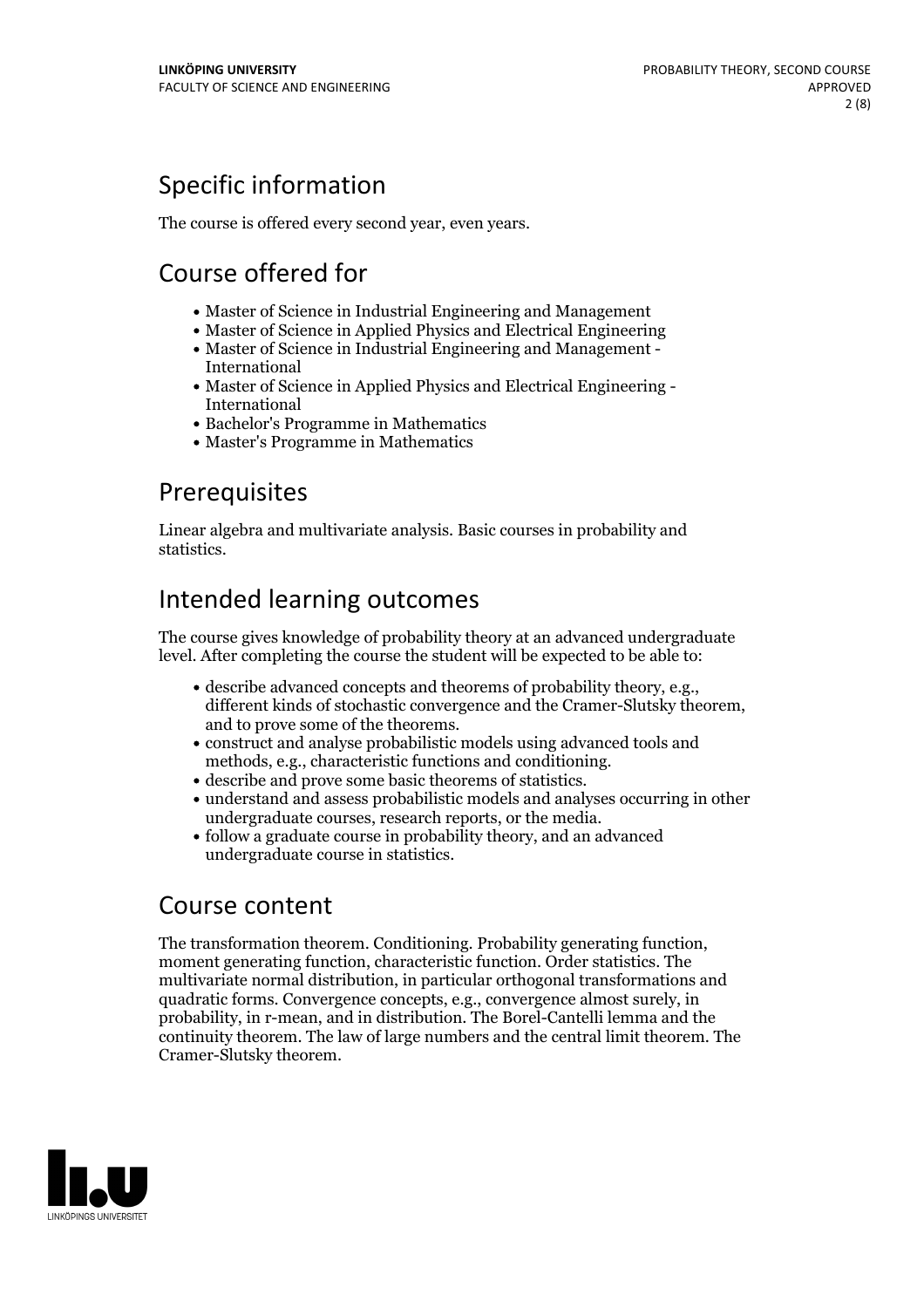## Specific information

The course is offered every second year, even years.

## Course offered for

- Master of Science in Industrial Engineering and Management
- Master of Science in Applied Physics and Electrical Engineering
- Master of Science in Industrial Engineering and Management - International
- Master of Science in Applied Physics and Electrical Engineering - International
- Bachelor's Programme in Mathematics
- Master's Programme in Mathematics

## Prerequisites

Linear algebra and multivariate analysis. Basic courses in probability and statistics.

## Intended learning outcomes

The course gives knowledge of probability theory at an advanced undergraduate level. After completing the course the student will be expected to be able to:

- describe advanced concepts and theorems of probability theory, e.g., different kinds of stochastic convergence and the Cramer-Slutsky theorem, and to prove some of the theorems.
- construct and analyse probabilistic models using advanced tools and methods, e.g., characteristic functions and conditioning.
- describe and prove some basic theorems of statistics.
- understand and assess probabilistic models and analyses occurring in other undergraduate courses, research reports, or the media.
- follow a graduate course in probability theory, and an advanced undergraduate course in statistics.

## Course content

The transformation theorem. Conditioning. Probability generating function, moment generating function, characteristic function. Order statistics. The multivariate normal distribution, in particular orthogonal transformations and quadratic forms. Convergence concepts, e.g., convergence almost surely, in probability, in r-mean, and in distribution. The Borel-Cantelli lemma and the continuity theorem. The law of large numbers and the central limit theorem. The Cramer-Slutsky theorem.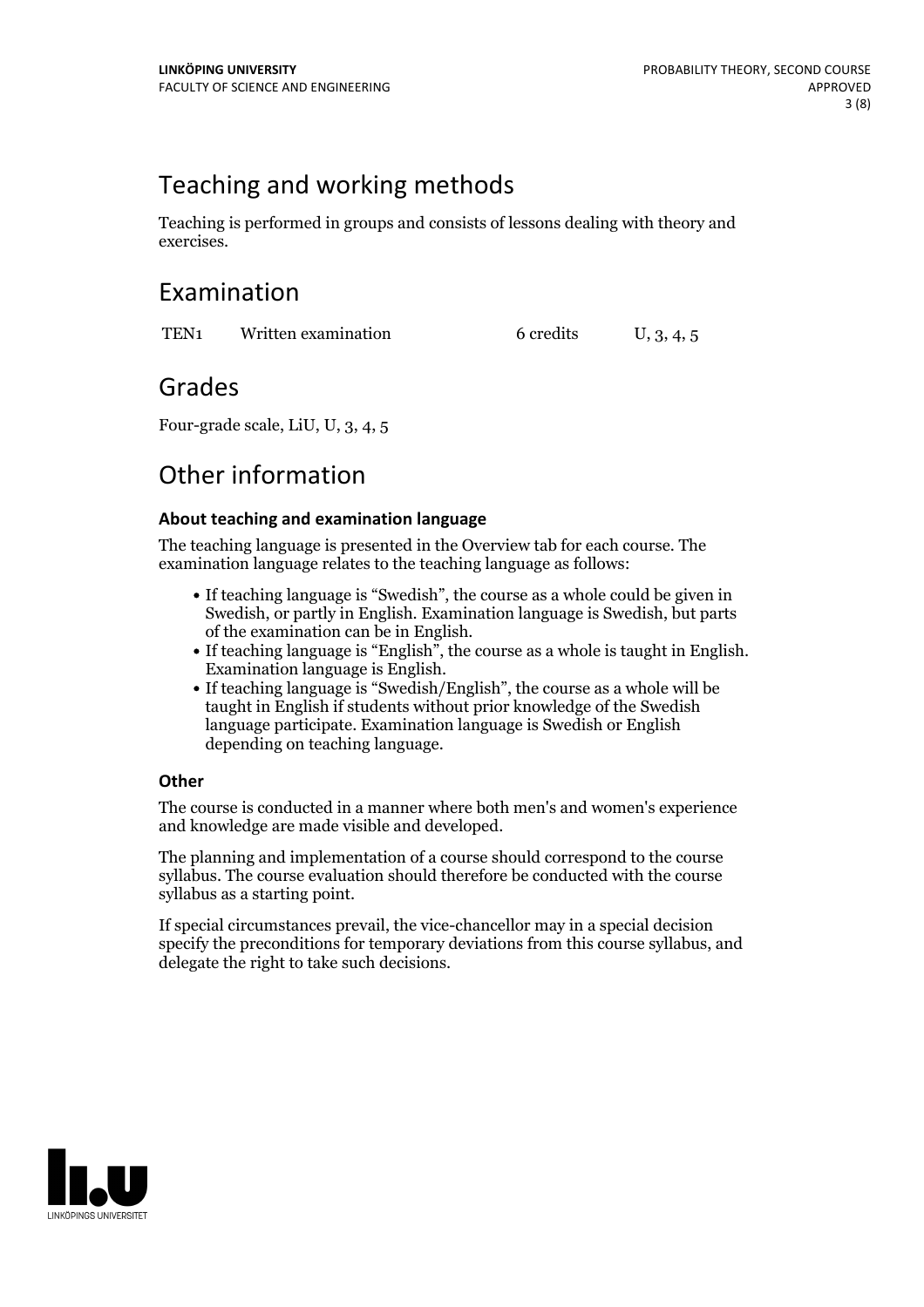## Teaching and working methods

Teaching is performed in groups and consists of lessons dealing with theory and exercises.

## Examination

| | | | |
|---|---|---|---|
| TEN1 | Written examination | 6 credits | U, 3, 4, 5 |

## Grades

Four-grade scale, LiU, U, 3, 4, 5

## Other information

### About teaching and examination language

The teaching language is presented in the Overview tab for each course. The examination language relates to the teaching language as follows:

- If teaching language is "Swedish", the course as a whole could be given in Swedish, or partly in English. Examination language is Swedish, but parts of the examination can be in English.
- If teaching language is "English", the course as a whole is taught in English. Examination language is English.
- If teaching language is "Swedish/English", the course as a whole will be taught in English if students without prior knowledge of the Swedish language participate. Examination language is Swedish or English depending on teaching language.

### Other

The course is conducted in a manner where both men's and women's experience and knowledge are made visible and developed.

The planning and implementation of a course should correspond to the course syllabus. The course evaluation should therefore be conducted with the course syllabus as a starting point.

If special circumstances prevail, the vice-chancellor may in a special decision specify the preconditions for temporary deviations from this course syllabus, and delegate the right to take such decisions.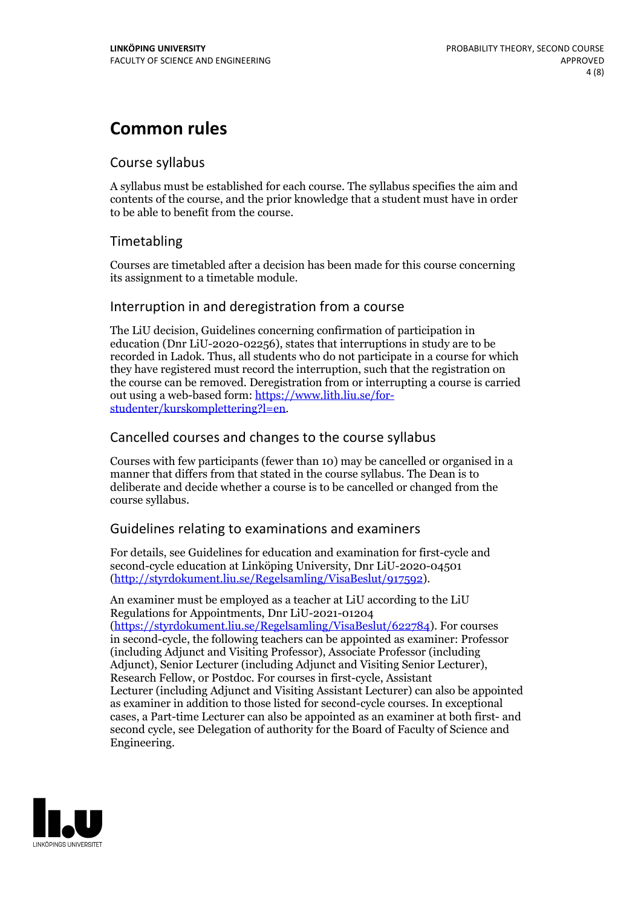# Common rules

## Course syllabus

A syllabus must be established for each course. The syllabus specifies the aim and contents of the course, and the prior knowledge that a student must have in order to be able to benefit from the course.

## Timetabling

Courses are timetabled after a decision has been made for this course concerning its assignment to a timetable module.

## Interruption in and deregistration from a course

The LiU decision, Guidelines concerning confirmation of participation in education (Dnr LiU-2020-02256), states that interruptions in study are to be recorded in Ladok. Thus, all students who do not participate in a course for which they have registered must record the interruption, such that the registration on the course can be removed. Deregistration from or interrupting a course is carried out using a web-based form: https://www.lith.liu.se/for-studenter/kurskomplettering?l=en.

## Cancelled courses and changes to the course syllabus

Courses with few participants (fewer than 10) may be cancelled or organised in a manner that differs from that stated in the course syllabus. The Dean is to deliberate and decide whether a course is to be cancelled or changed from the course syllabus.

## Guidelines relating to examinations and examiners

For details, see Guidelines for education and examination for first-cycle and second-cycle education at Linköping University, Dnr LiU-2020-04501 (http://styrdokument.liu.se/Regelsamling/VisaBeslut/917592).

An examiner must be employed as a teacher at LiU according to the LiU Regulations for Appointments, Dnr LiU-2021-01204 (https://styrdokument.liu.se/Regelsamling/VisaBeslut/622784). For courses in second-cycle, the following teachers can be appointed as examiner: Professor (including Adjunct and Visiting Professor), Associate Professor (including Adjunct), Senior Lecturer (including Adjunct and Visiting Senior Lecturer), Research Fellow, or Postdoc. For courses in first-cycle, Assistant Lecturer (including Adjunct and Visiting Assistant Lecturer) can also be appointed as examiner in addition to those listed for second-cycle courses. In exceptional cases, a Part-time Lecturer can also be appointed as an examiner at both first- and second cycle, see Delegation of authority for the Board of Faculty of Science and Engineering.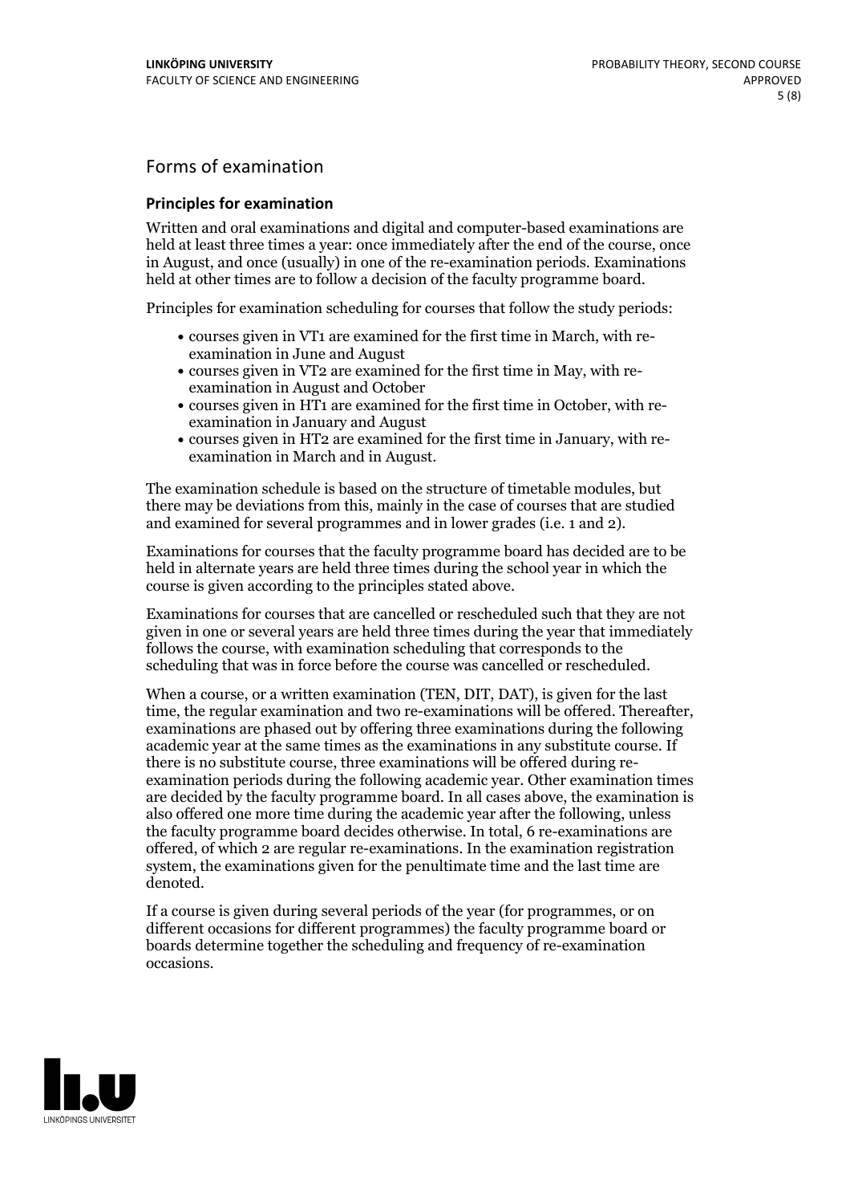## Forms of examination

### Principles for examination

Written and oral examinations and digital and computer-based examinations are held at least three times a year: once immediately after the end of the course, once in August, and once (usually) in one of the re-examination periods. Examinations held at other times are to follow a decision of the faculty programme board.

Principles for examination scheduling for courses that follow the study periods:

- courses given in VT1 are examined for the first time in March, with re-examination in June and August
- courses given in VT2 are examined for the first time in May, with re-examination in August and October
- courses given in HT1 are examined for the first time in October, with re-examination in January and August
- courses given in HT2 are examined for the first time in January, with re-examination in March and in August.

The examination schedule is based on the structure of timetable modules, but there may be deviations from this, mainly in the case of courses that are studied and examined for several programmes and in lower grades (i.e. 1 and 2).

Examinations for courses that the faculty programme board has decided are to be held in alternate years are held three times during the school year in which the course is given according to the principles stated above.

Examinations for courses that are cancelled or rescheduled such that they are not given in one or several years are held three times during the year that immediately follows the course, with examination scheduling that corresponds to the scheduling that was in force before the course was cancelled or rescheduled.

When a course, or a written examination (TEN, DIT, DAT), is given for the last time, the regular examination and two re-examinations will be offered. Thereafter, examinations are phased out by offering three examinations during the following academic year at the same times as the examinations in any substitute course. If there is no substitute course, three examinations will be offered during re-examination periods during the following academic year. Other examination times are decided by the faculty programme board. In all cases above, the examination is also offered one more time during the academic year after the following, unless the faculty programme board decides otherwise. In total, 6 re-examinations are offered, of which 2 are regular re-examinations. In the examination registration system, the examinations given for the penultimate time and the last time are denoted.

If a course is given during several periods of the year (for programmes, or on different occasions for different programmes) the faculty programme board or boards determine together the scheduling and frequency of re-examination occasions.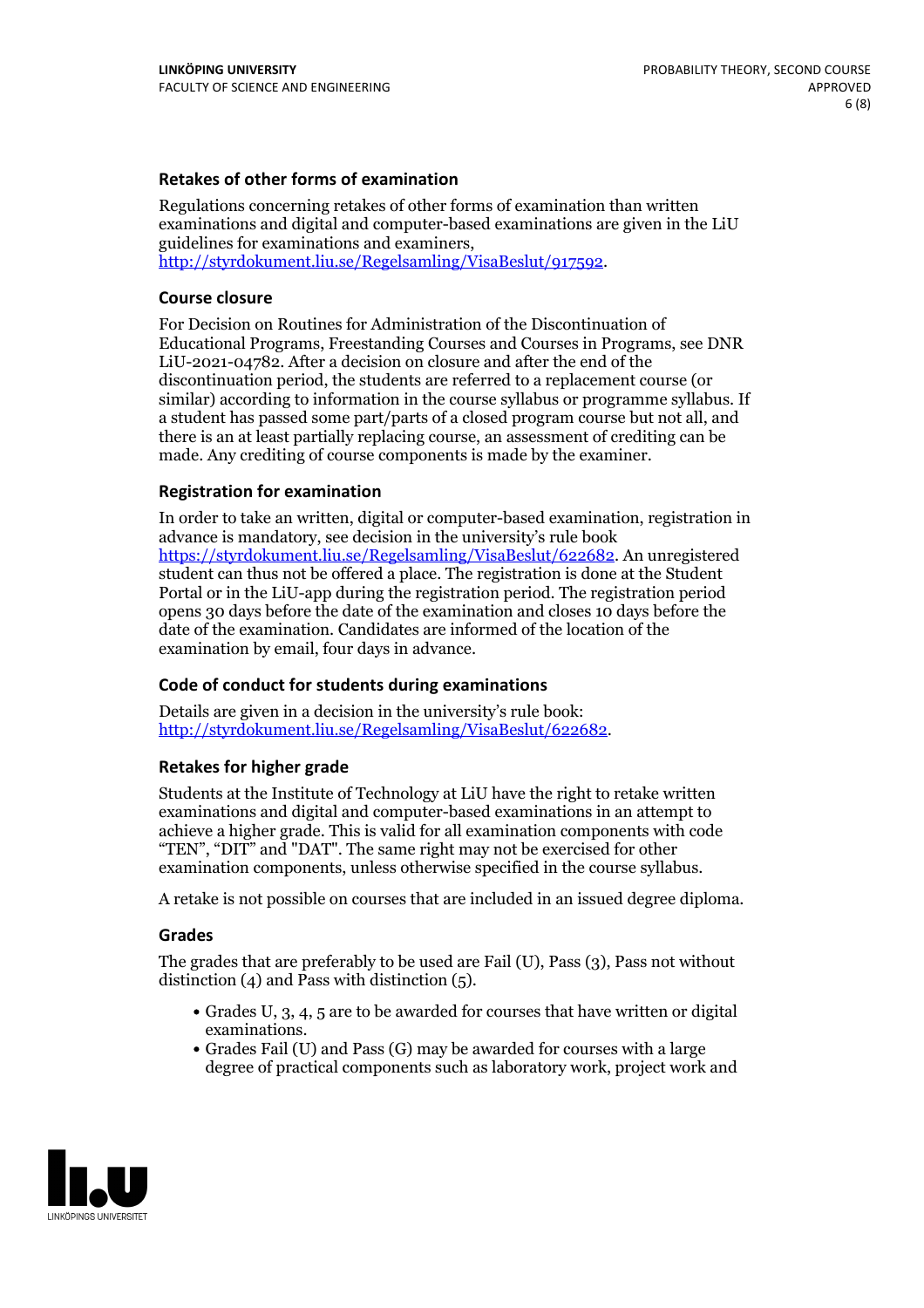### Retakes of other forms of examination

Regulations concerning retakes of other forms of examination than written examinations and digital and computer-based examinations are given in the LiU guidelines for examinations and examiners, http://styrdokument.liu.se/Regelsamling/VisaBeslut/917592.

### Course closure

For Decision on Routines for Administration of the Discontinuation of Educational Programs, Freestanding Courses and Courses in Programs, see DNR LiU-2021-04782. After a decision on closure and after the end of the discontinuation period, the students are referred to a replacement course (or similar) according to information in the course syllabus or programme syllabus. If a student has passed some part/parts of a closed program course but not all, and there is an at least partially replacing course, an assessment of crediting can be made. Any crediting of course components is made by the examiner.

### Registration for examination

In order to take an written, digital or computer-based examination, registration in advance is mandatory, see decision in the university's rule book https://styrdokument.liu.se/Regelsamling/VisaBeslut/622682. An unregistered student can thus not be offered a place. The registration is done at the Student Portal or in the LiU-app during the registration period. The registration period opens 30 days before the date of the examination and closes 10 days before the date of the examination. Candidates are informed of the location of the examination by email, four days in advance.

### Code of conduct for students during examinations

Details are given in a decision in the university's rule book: http://styrdokument.liu.se/Regelsamling/VisaBeslut/622682.

### Retakes for higher grade

Students at the Institute of Technology at LiU have the right to retake written examinations and digital and computer-based examinations in an attempt to achieve a higher grade. This is valid for all examination components with code "TEN", "DIT" and "DAT". The same right may not be exercised for other examination components, unless otherwise specified in the course syllabus.

A retake is not possible on courses that are included in an issued degree diploma.

### Grades

The grades that are preferably to be used are Fail (U), Pass (3), Pass not without distinction (4) and Pass with distinction (5).

- Grades U, 3, 4, 5 are to be awarded for courses that have written or digital examinations.
- Grades Fail (U) and Pass (G) may be awarded for courses with a large degree of practical components such as laboratory work, project work and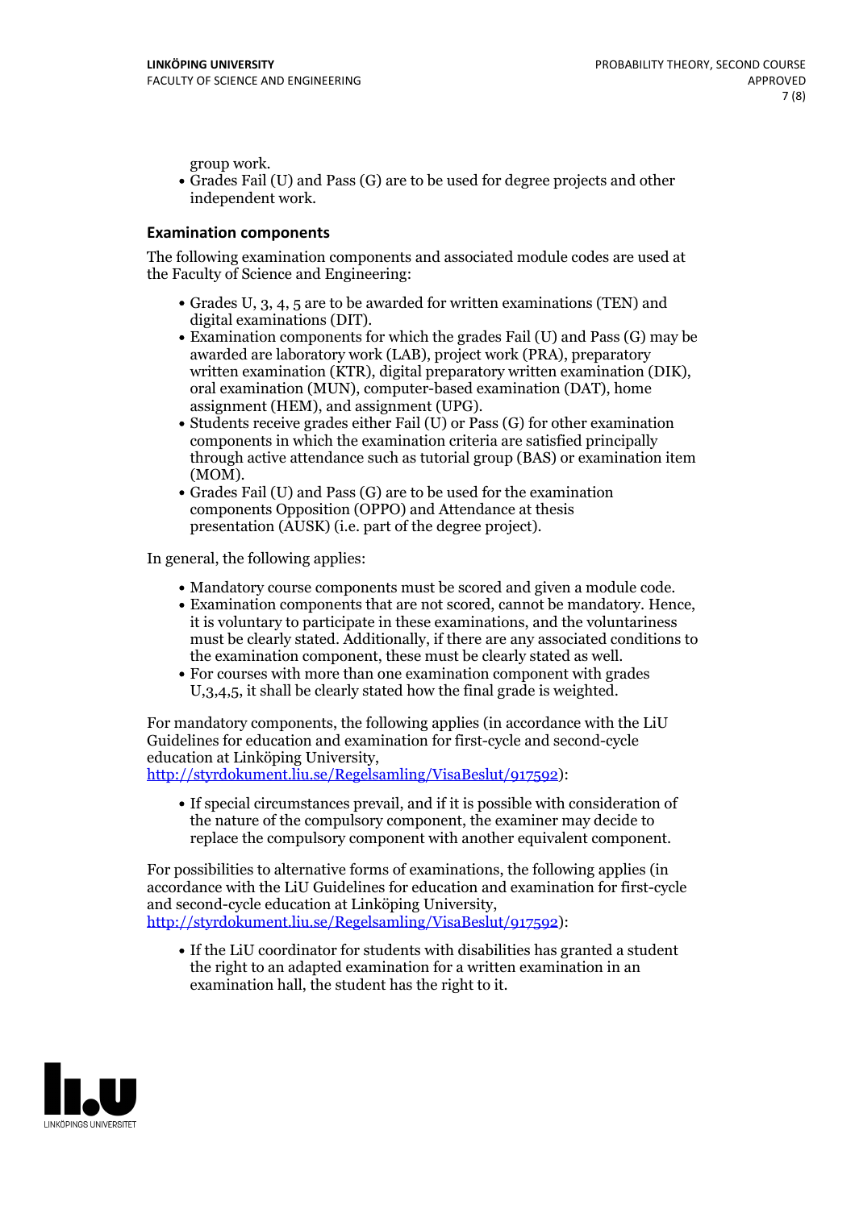group work.

- Grades Fail (U) and Pass (G) are to be used for degree projects and other independent work.

### Examination components

The following examination components and associated module codes are used at the Faculty of Science and Engineering:

- Grades U, 3, 4, 5 are to be awarded for written examinations (TEN) and digital examinations (DIT).
- Examination components for which the grades Fail (U) and Pass (G) may be awarded are laboratory work (LAB), project work (PRA), preparatory written examination (KTR), digital preparatory written examination (DIK), oral examination (MUN), computer-based examination (DAT), home assignment (HEM), and assignment (UPG).
- Students receive grades either Fail (U) or Pass (G) for other examination components in which the examination criteria are satisfied principally through active attendance such as tutorial group (BAS) or examination item (MOM).
- Grades Fail (U) and Pass (G) are to be used for the examination components Opposition (OPPO) and Attendance at thesis presentation (AUSK) (i.e. part of the degree project).

In general, the following applies:

- Mandatory course components must be scored and given a module code.
- Examination components that are not scored, cannot be mandatory. Hence, it is voluntary to participate in these examinations, and the voluntariness must be clearly stated. Additionally, if there are any associated conditions to the examination component, these must be clearly stated as well.
- For courses with more than one examination component with grades U,3,4,5, it shall be clearly stated how the final grade is weighted.

For mandatory components, the following applies (in accordance with the LiU Guidelines for education and examination for first-cycle and second-cycle education at Linköping University, http://styrdokument.liu.se/Regelsamling/VisaBeslut/917592):

- If special circumstances prevail, and if it is possible with consideration of the nature of the compulsory component, the examiner may decide to replace the compulsory component with another equivalent component.

For possibilities to alternative forms of examinations, the following applies (in accordance with the LiU Guidelines for education and examination for first-cycle and second-cycle education at Linköping University, http://styrdokument.liu.se/Regelsamling/VisaBeslut/917592):

- If the LiU coordinator for students with disabilities has granted a student the right to an adapted examination for a written examination in an examination hall, the student has the right to it.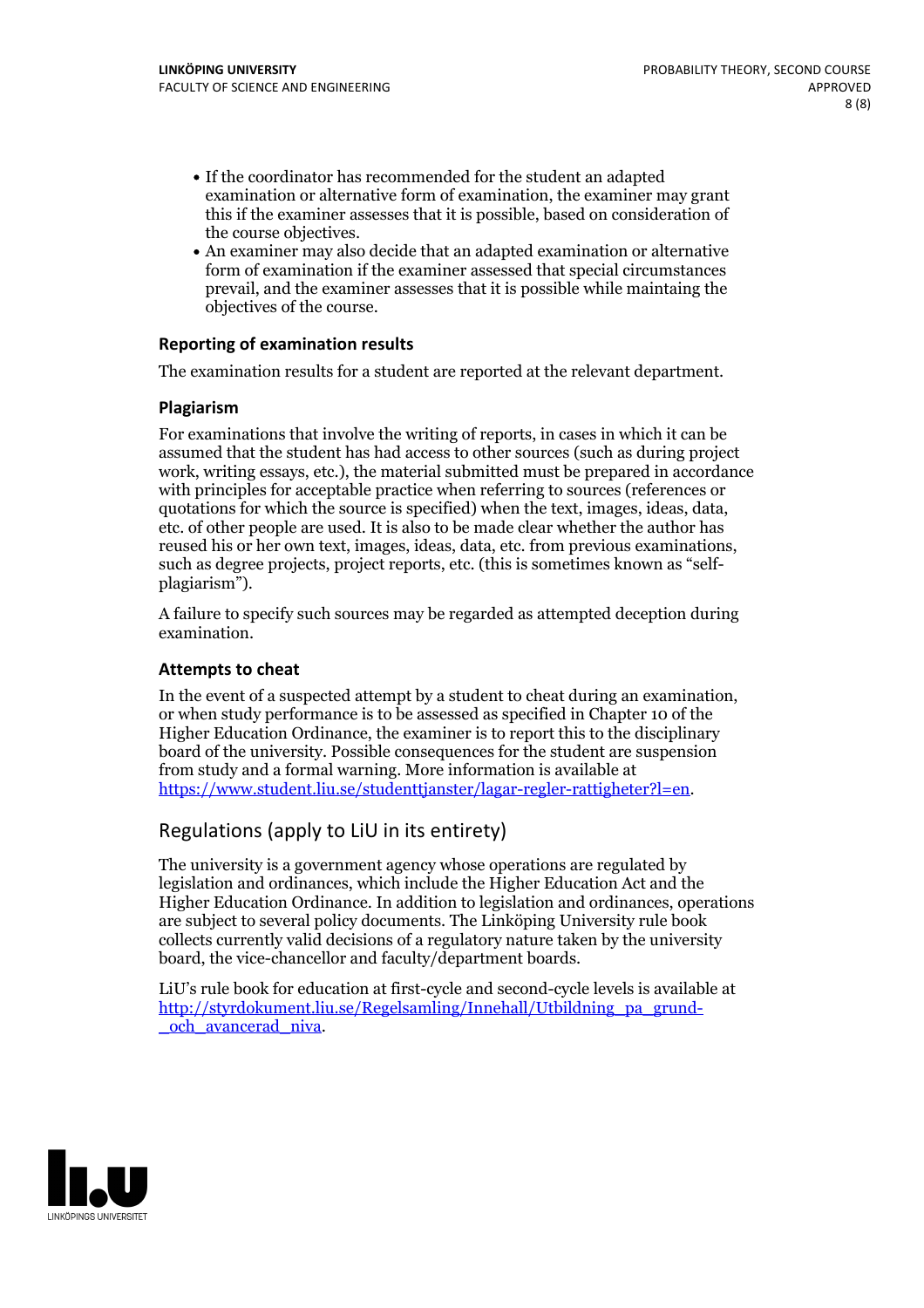- If the coordinator has recommended for the student an adapted examination or alternative form of examination, the examiner may grant this if the examiner assesses that it is possible, based on consideration of the course objectives.
- An examiner may also decide that an adapted examination or alternative form of examination if the examiner assessed that special circumstances prevail, and the examiner assesses that it is possible while maintaing the objectives of the course.

### Reporting of examination results

The examination results for a student are reported at the relevant department.

### Plagiarism

For examinations that involve the writing of reports, in cases in which it can be assumed that the student has had access to other sources (such as during project work, writing essays, etc.), the material submitted must be prepared in accordance with principles for acceptable practice when referring to sources (references or quotations for which the source is specified) when the text, images, ideas, data, etc. of other people are used. It is also to be made clear whether the author has reused his or her own text, images, ideas, data, etc. from previous examinations, such as degree projects, project reports, etc. (this is sometimes known as "self-plagiarism").

A failure to specify such sources may be regarded as attempted deception during examination.

### Attempts to cheat

In the event of a suspected attempt by a student to cheat during an examination, or when study performance is to be assessed as specified in Chapter 10 of the Higher Education Ordinance, the examiner is to report this to the disciplinary board of the university. Possible consequences for the student are suspension from study and a formal warning. More information is available at https://www.student.liu.se/studenttjanster/lagar-regler-rattigheter?l=en.

## Regulations (apply to LiU in its entirety)

The university is a government agency whose operations are regulated by legislation and ordinances, which include the Higher Education Act and the Higher Education Ordinance. In addition to legislation and ordinances, operations are subject to several policy documents. The Linköping University rule book collects currently valid decisions of a regulatory nature taken by the university board, the vice-chancellor and faculty/department boards.

LiU's rule book for education at first-cycle and second-cycle levels is available at http://styrdokument.liu.se/Regelsamling/Innehall/Utbildning_pa_grund-_och_avancerad_niva.